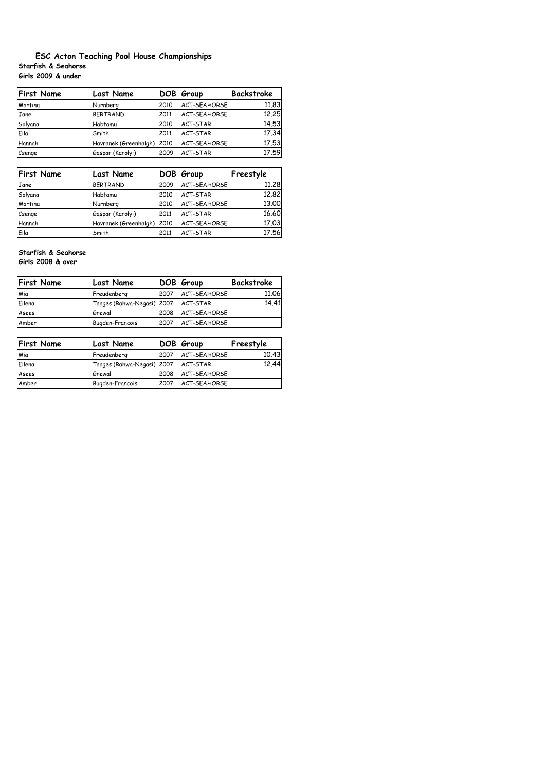# ESC Acton Teaching Pool House Championships

**Starfish & Seahorse**
**Girls 2009 & under**

| First Name | Last Name | DOB | Group | Backstroke |
|---|---|---|---|---|
| Martina | Nurnberg | 2010 | ACT-SEAHORSE | 11.83 |
| Jane | BERTRAND | 2011 | ACT-SEAHORSE | 12.25 |
| Solyana | Habtamu | 2010 | ACT-STAR | 14.53 |
| Ella | Smith | 2011 | ACT-STAR | 17.34 |
| Hannah | Havranek (Greenhalgh) | 2010 | ACT-SEAHORSE | 17.53 |
| Csenge | Gaspar (Karolyi) | 2009 | ACT-STAR | 17.59 |

| First Name | Last Name | DOB | Group | Freestyle |
|---|---|---|---|---|
| Jane | BERTRAND | 2009 | ACT-SEAHORSE | 11.28 |
| Solyana | Habtamu | 2010 | ACT-STAR | 12.82 |
| Martina | Nurnberg | 2010 | ACT-SEAHORSE | 13.00 |
| Csenge | Gaspar (Karolyi) | 2011 | ACT-STAR | 16.60 |
| Hannah | Havranek (Greenhalgh) | 2010 | ACT-SEAHORSE | 17.03 |
| Ella | Smith | 2011 | ACT-STAR | 17.56 |

**Starfish & Seahorse**
**Girls 2008 & over**

| First Name | Last Name | DOB | Group | Backstroke |
|---|---|---|---|---|
| Mia | Freudenberg | 2007 | ACT-SEAHORSE | 11.06 |
| Ellena | Taages (Rahwa-Negasi) | 2007 | ACT-STAR | 14.41 |
| Asees | Grewal | 2008 | ACT-SEAHORSE | |
| Amber | Bugden-Francois | 2007 | ACT-SEAHORSE | |

| First Name | Last Name | DOB | Group | Freestyle |
|---|---|---|---|---|
| Mia | Freudenberg | 2007 | ACT-SEAHORSE | 10.43 |
| Ellena | Taages (Rahwa-Negasi) | 2007 | ACT-STAR | 12.44 |
| Asees | Grewal | 2008 | ACT-SEAHORSE | |
| Amber | Bugden-Francois | 2007 | ACT-SEAHORSE | |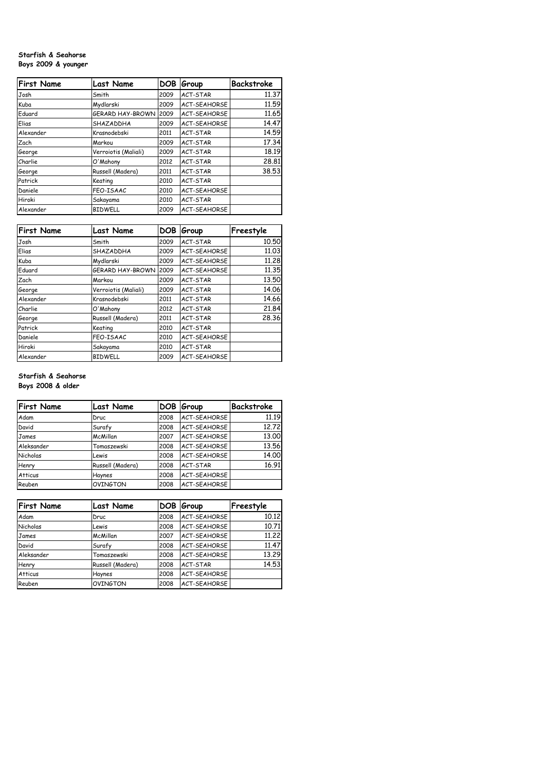**Starfish & Seahorse**
**Boys 2009 & younger**

| First Name | Last Name | DOB | Group | Backstroke |
|---|---|---|---|---|
| Josh | Smith | 2009 | ACT-STAR | 11.37 |
| Kuba | Mydlarski | 2009 | ACT-SEAHORSE | 11.59 |
| Eduard | GERARD HAY-BROWN | 2009 | ACT-SEAHORSE | 11.65 |
| Elias | SHAZADDHA | 2009 | ACT-SEAHORSE | 14.47 |
| Alexander | Krasnodebski | 2011 | ACT-STAR | 14.59 |
| Zach | Markou | 2009 | ACT-STAR | 17.34 |
| George | Verroiotis (Maliali) | 2009 | ACT-STAR | 18.19 |
| Charlie | O'Mahony | 2012 | ACT-STAR | 28.81 |
| George | Russell (Madera) | 2011 | ACT-STAR | 38.53 |
| Patrick | Keating | 2010 | ACT-STAR | |
| Daniele | FEO-ISAAC | 2010 | ACT-SEAHORSE | |
| Hiroki | Sakayama | 2010 | ACT-STAR | |
| Alexander | BIDWELL | 2009 | ACT-SEAHORSE | |

| First Name | Last Name | DOB | Group | Freestyle |
|---|---|---|---|---|
| Josh | Smith | 2009 | ACT-STAR | 10.50 |
| Elias | SHAZADDHA | 2009 | ACT-SEAHORSE | 11.03 |
| Kuba | Mydlarski | 2009 | ACT-SEAHORSE | 11.28 |
| Eduard | GERARD HAY-BROWN | 2009 | ACT-SEAHORSE | 11.35 |
| Zach | Markou | 2009 | ACT-STAR | 13.50 |
| George | Verroiotis (Maliali) | 2009 | ACT-STAR | 14.06 |
| Alexander | Krasnodebski | 2011 | ACT-STAR | 14.66 |
| Charlie | O'Mahony | 2012 | ACT-STAR | 21.84 |
| George | Russell (Madera) | 2011 | ACT-STAR | 28.36 |
| Patrick | Keating | 2010 | ACT-STAR | |
| Daniele | FEO-ISAAC | 2010 | ACT-SEAHORSE | |
| Hiroki | Sakayama | 2010 | ACT-STAR | |
| Alexander | BIDWELL | 2009 | ACT-SEAHORSE | |

**Starfish & Seahorse**
**Boys 2008 & older**

| First Name | Last Name | DOB | Group | Backstroke |
|---|---|---|---|---|
| Adam | Druc | 2008 | ACT-SEAHORSE | 11.19 |
| David | Surafy | 2008 | ACT-SEAHORSE | 12.72 |
| James | McMillan | 2007 | ACT-SEAHORSE | 13.00 |
| Aleksander | Tomaszewski | 2008 | ACT-SEAHORSE | 13.56 |
| Nicholas | Lewis | 2008 | ACT-SEAHORSE | 14.00 |
| Henry | Russell (Madera) | 2008 | ACT-STAR | 16.91 |
| Atticus | Haynes | 2008 | ACT-SEAHORSE | |
| Reuben | OVINGTON | 2008 | ACT-SEAHORSE | |

| First Name | Last Name | DOB | Group | Freestyle |
|---|---|---|---|---|
| Adam | Druc | 2008 | ACT-SEAHORSE | 10.12 |
| Nicholas | Lewis | 2008 | ACT-SEAHORSE | 10.71 |
| James | McMillan | 2007 | ACT-SEAHORSE | 11.22 |
| David | Surafy | 2008 | ACT-SEAHORSE | 11.47 |
| Aleksander | Tomaszewski | 2008 | ACT-SEAHORSE | 13.29 |
| Henry | Russell (Madera) | 2008 | ACT-STAR | 14.53 |
| Atticus | Haynes | 2008 | ACT-SEAHORSE | |
| Reuben | OVINGTON | 2008 | ACT-SEAHORSE | |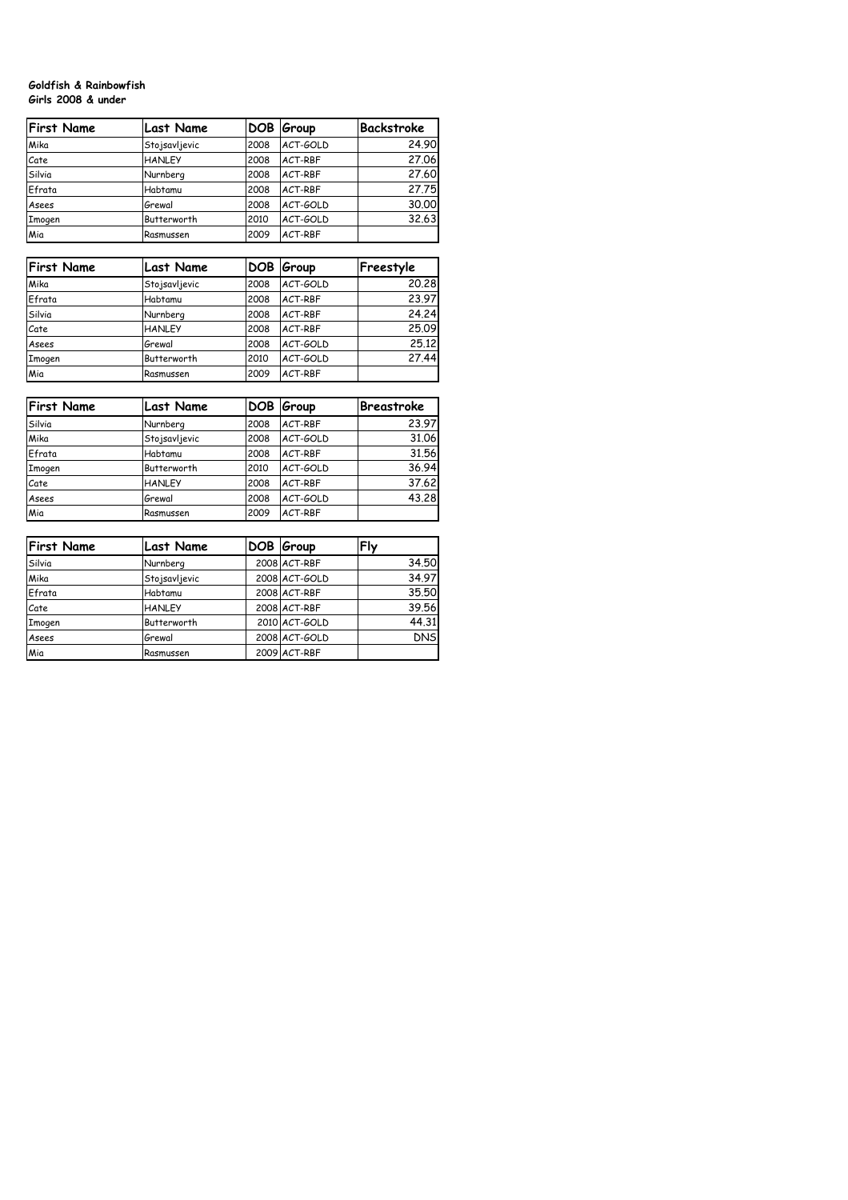**Goldfish & Rainbowfish**
**Girls 2008 & under**

| First Name | Last Name | DOB | Group | Backstroke |
|---|---|---|---|---|
| Mika | Stojsavljevic | 2008 | ACT-GOLD | 24.90 |
| Cate | HANLEY | 2008 | ACT-RBF | 27.06 |
| Silvia | Nurnberg | 2008 | ACT-RBF | 27.60 |
| Efrata | Habtamu | 2008 | ACT-RBF | 27.75 |
| Asees | Grewal | 2008 | ACT-GOLD | 30.00 |
| Imogen | Butterworth | 2010 | ACT-GOLD | 32.63 |
| Mia | Rasmussen | 2009 | ACT-RBF | |

| First Name | Last Name | DOB | Group | Freestyle |
|---|---|---|---|---|
| Mika | Stojsavljevic | 2008 | ACT-GOLD | 20.28 |
| Efrata | Habtamu | 2008 | ACT-RBF | 23.97 |
| Silvia | Nurnberg | 2008 | ACT-RBF | 24.24 |
| Cate | HANLEY | 2008 | ACT-RBF | 25.09 |
| Asees | Grewal | 2008 | ACT-GOLD | 25.12 |
| Imogen | Butterworth | 2010 | ACT-GOLD | 27.44 |
| Mia | Rasmussen | 2009 | ACT-RBF | |

| First Name | Last Name | DOB | Group | Breastroke |
|---|---|---|---|---|
| Silvia | Nurnberg | 2008 | ACT-RBF | 23.97 |
| Mika | Stojsavljevic | 2008 | ACT-GOLD | 31.06 |
| Efrata | Habtamu | 2008 | ACT-RBF | 31.56 |
| Imogen | Butterworth | 2010 | ACT-GOLD | 36.94 |
| Cate | HANLEY | 2008 | ACT-RBF | 37.62 |
| Asees | Grewal | 2008 | ACT-GOLD | 43.28 |
| Mia | Rasmussen | 2009 | ACT-RBF | |

| First Name | Last Name | DOB | Group | Fly |
|---|---|---|---|---|
| Silvia | Nurnberg | 2008 | ACT-RBF | 34.50 |
| Mika | Stojsavljevic | 2008 | ACT-GOLD | 34.97 |
| Efrata | Habtamu | 2008 | ACT-RBF | 35.50 |
| Cate | HANLEY | 2008 | ACT-RBF | 39.56 |
| Imogen | Butterworth | 2010 | ACT-GOLD | 44.31 |
| Asees | Grewal | 2008 | ACT-GOLD | DNS |
| Mia | Rasmussen | 2009 | ACT-RBF | |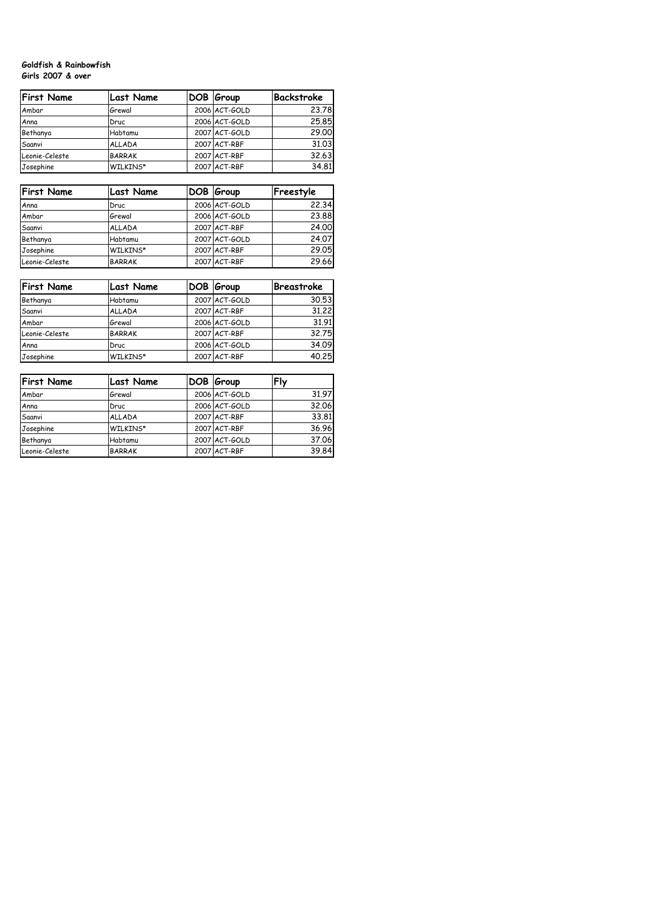**Goldfish & Rainbowfish**
**Girls 2007 & over**

| First Name | Last Name | DOB | Group | Backstroke |
|---|---|---|---|---|
| Ambar | Grewal | 2006 | ACT-GOLD | 23.78 |
| Anna | Druc | 2006 | ACT-GOLD | 25.85 |
| Bethanya | Habtamu | 2007 | ACT-GOLD | 29.00 |
| Saanvi | ALLADA | 2007 | ACT-RBF | 31.03 |
| Leonie-Celeste | BARRAK | 2007 | ACT-RBF | 32.63 |
| Josephine | WILKINS* | 2007 | ACT-RBF | 34.81 |

| First Name | Last Name | DOB | Group | Freestyle |
|---|---|---|---|---|
| Anna | Druc | 2006 | ACT-GOLD | 22.34 |
| Ambar | Grewal | 2006 | ACT-GOLD | 23.88 |
| Saanvi | ALLADA | 2007 | ACT-RBF | 24.00 |
| Bethanya | Habtamu | 2007 | ACT-GOLD | 24.07 |
| Josephine | WILKINS* | 2007 | ACT-RBF | 29.05 |
| Leonie-Celeste | BARRAK | 2007 | ACT-RBF | 29.66 |

| First Name | Last Name | DOB | Group | Breastroke |
|---|---|---|---|---|
| Bethanya | Habtamu | 2007 | ACT-GOLD | 30.53 |
| Saanvi | ALLADA | 2007 | ACT-RBF | 31.22 |
| Ambar | Grewal | 2006 | ACT-GOLD | 31.91 |
| Leonie-Celeste | BARRAK | 2007 | ACT-RBF | 32.75 |
| Anna | Druc | 2006 | ACT-GOLD | 34.09 |
| Josephine | WILKINS* | 2007 | ACT-RBF | 40.25 |

| First Name | Last Name | DOB | Group | Fly |
|---|---|---|---|---|
| Ambar | Grewal | 2006 | ACT-GOLD | 31.97 |
| Anna | Druc | 2006 | ACT-GOLD | 32.06 |
| Saanvi | ALLADA | 2007 | ACT-RBF | 33.81 |
| Josephine | WILKINS* | 2007 | ACT-RBF | 36.96 |
| Bethanya | Habtamu | 2007 | ACT-GOLD | 37.06 |
| Leonie-Celeste | BARRAK | 2007 | ACT-RBF | 39.84 |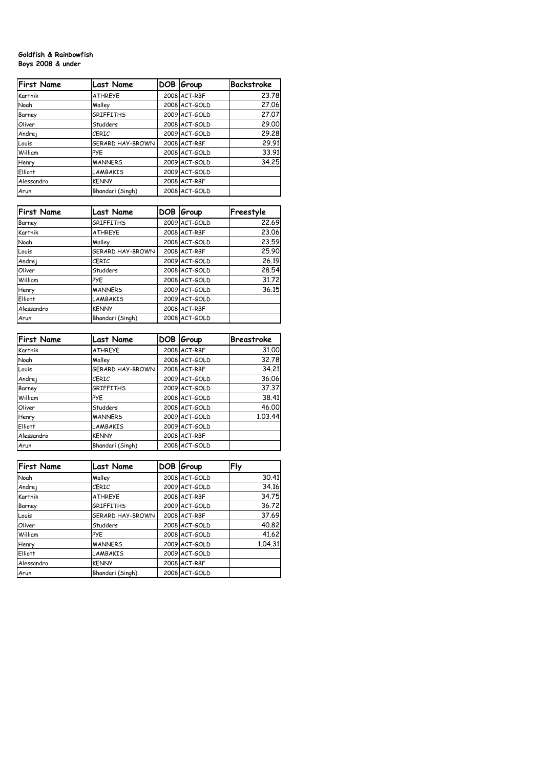**Goldfish & Rainbowfish**
**Boys 2008 & under**

| First Name | Last Name | DOB | Group | Backstroke |
|---|---|---|---|---|
| Karthik | ATHREYE | 2008 | ACT-RBF | 23.78 |
| Noah | Malley | 2008 | ACT-GOLD | 27.06 |
| Barney | GRIFFITHS | 2009 | ACT-GOLD | 27.07 |
| Oliver | Studders | 2008 | ACT-GOLD | 29.00 |
| Andrej | CERIC | 2009 | ACT-GOLD | 29.28 |
| Louis | GERARD HAY-BROWN | 2008 | ACT-RBF | 29.91 |
| William | PYE | 2008 | ACT-GOLD | 33.91 |
| Henry | MANNERS | 2009 | ACT-GOLD | 34.25 |
| Elliott | LAMBAKIS | 2009 | ACT-GOLD | |
| Alessandro | KENNY | 2008 | ACT-RBF | |
| Arun | Bhandari (Singh) | 2008 | ACT-GOLD | |

| First Name | Last Name | DOB | Group | Freestyle |
|---|---|---|---|---|
| Barney | GRIFFITHS | 2009 | ACT-GOLD | 22.69 |
| Karthik | ATHREYE | 2008 | ACT-RBF | 23.06 |
| Noah | Malley | 2008 | ACT-GOLD | 23.59 |
| Louis | GERARD HAY-BROWN | 2008 | ACT-RBF | 25.90 |
| Andrej | CERIC | 2009 | ACT-GOLD | 26.19 |
| Oliver | Studders | 2008 | ACT-GOLD | 28.54 |
| William | PYE | 2008 | ACT-GOLD | 31.72 |
| Henry | MANNERS | 2009 | ACT-GOLD | 36.15 |
| Elliott | LAMBAKIS | 2009 | ACT-GOLD | |
| Alessandro | KENNY | 2008 | ACT-RBF | |
| Arun | Bhandari (Singh) | 2008 | ACT-GOLD | |

| First Name | Last Name | DOB | Group | Breastroke |
|---|---|---|---|---|
| Karthik | ATHREYE | 2008 | ACT-RBF | 31.00 |
| Noah | Malley | 2008 | ACT-GOLD | 32.78 |
| Louis | GERARD HAY-BROWN | 2008 | ACT-RBF | 34.21 |
| Andrej | CERIC | 2009 | ACT-GOLD | 36.06 |
| Barney | GRIFFITHS | 2009 | ACT-GOLD | 37.37 |
| William | PYE | 2008 | ACT-GOLD | 38.41 |
| Oliver | Studders | 2008 | ACT-GOLD | 46.00 |
| Henry | MANNERS | 2009 | ACT-GOLD | 1.03.44 |
| Elliott | LAMBAKIS | 2009 | ACT-GOLD | |
| Alessandro | KENNY | 2008 | ACT-RBF | |
| Arun | Bhandari (Singh) | 2008 | ACT-GOLD | |

| First Name | Last Name | DOB | Group | Fly |
|---|---|---|---|---|
| Noah | Malley | 2008 | ACT-GOLD | 30.41 |
| Andrej | CERIC | 2009 | ACT-GOLD | 34.16 |
| Karthik | ATHREYE | 2008 | ACT-RBF | 34.75 |
| Barney | GRIFFITHS | 2009 | ACT-GOLD | 36.72 |
| Louis | GERARD HAY-BROWN | 2008 | ACT-RBF | 37.69 |
| Oliver | Studders | 2008 | ACT-GOLD | 40.82 |
| William | PYE | 2008 | ACT-GOLD | 41.62 |
| Henry | MANNERS | 2009 | ACT-GOLD | 1.04.31 |
| Elliott | LAMBAKIS | 2009 | ACT-GOLD | |
| Alessandro | KENNY | 2008 | ACT-RBF | |
| Arun | Bhandari (Singh) | 2008 | ACT-GOLD | |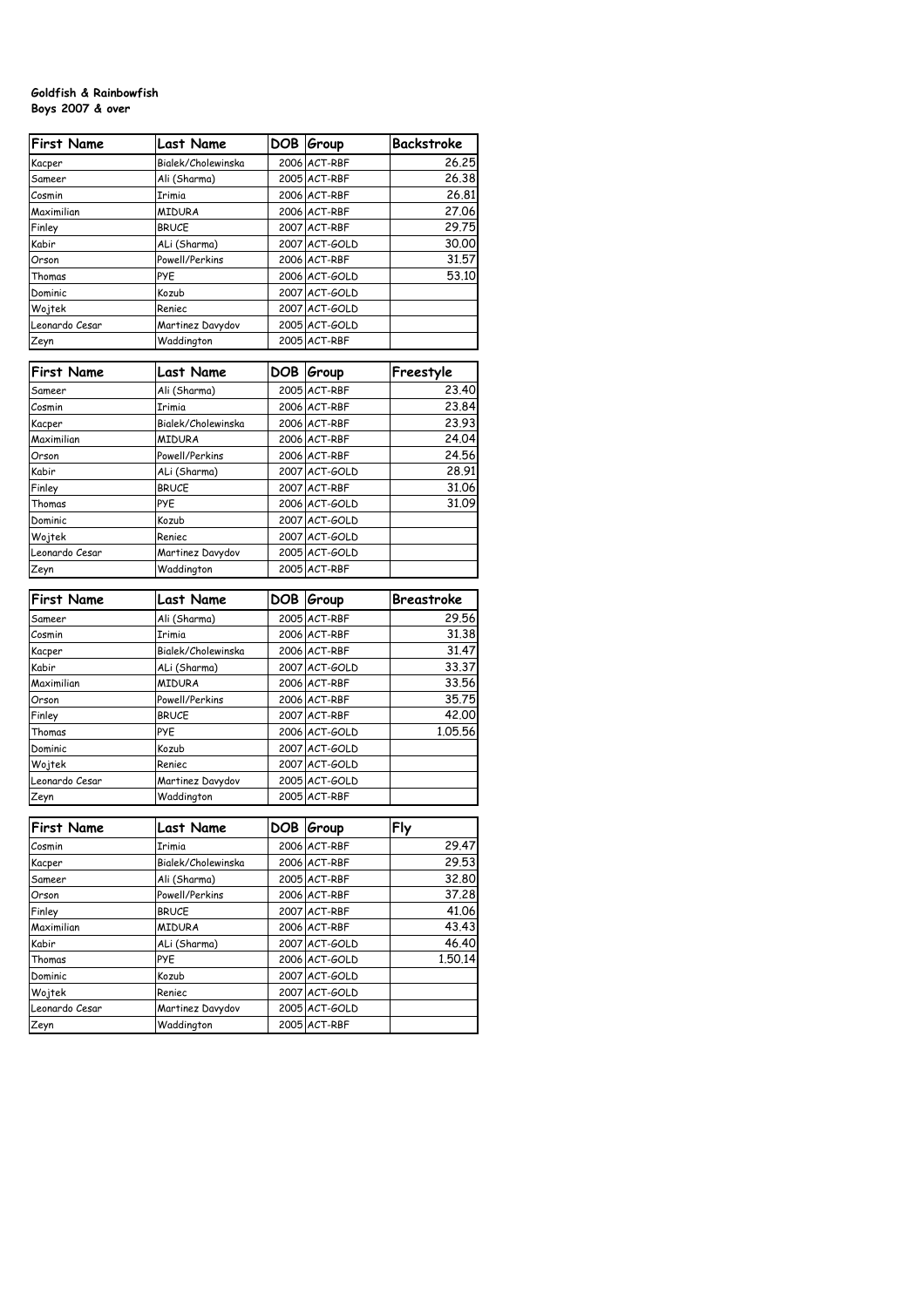**Goldfish & Rainbowfish**
**Boys 2007 & over**

| First Name | Last Name | DOB | Group | Backstroke |
|---|---|---|---|---|
| Kacper | Bialek/Cholewinska | 2006 | ACT-RBF | 26.25 |
| Sameer | Ali (Sharma) | 2005 | ACT-RBF | 26.38 |
| Cosmin | Irimia | 2006 | ACT-RBF | 26.81 |
| Maximilian | MIDURA | 2006 | ACT-RBF | 27.06 |
| Finley | BRUCE | 2007 | ACT-RBF | 29.75 |
| Kabir | ALi (Sharma) | 2007 | ACT-GOLD | 30.00 |
| Orson | Powell/Perkins | 2006 | ACT-RBF | 31.57 |
| Thomas | PYE | 2006 | ACT-GOLD | 53.10 |
| Dominic | Kozub | 2007 | ACT-GOLD | |
| Wojtek | Reniec | 2007 | ACT-GOLD | |
| Leonardo Cesar | Martinez Davydov | 2005 | ACT-GOLD | |
| Zeyn | Waddington | 2005 | ACT-RBF | |

| First Name | Last Name | DOB | Group | Freestyle |
|---|---|---|---|---|
| Sameer | Ali (Sharma) | 2005 | ACT-RBF | 23.40 |
| Cosmin | Irimia | 2006 | ACT-RBF | 23.84 |
| Kacper | Bialek/Cholewinska | 2006 | ACT-RBF | 23.93 |
| Maximilian | MIDURA | 2006 | ACT-RBF | 24.04 |
| Orson | Powell/Perkins | 2006 | ACT-RBF | 24.56 |
| Kabir | ALi (Sharma) | 2007 | ACT-GOLD | 28.91 |
| Finley | BRUCE | 2007 | ACT-RBF | 31.06 |
| Thomas | PYE | 2006 | ACT-GOLD | 31.09 |
| Dominic | Kozub | 2007 | ACT-GOLD | |
| Wojtek | Reniec | 2007 | ACT-GOLD | |
| Leonardo Cesar | Martinez Davydov | 2005 | ACT-GOLD | |
| Zeyn | Waddington | 2005 | ACT-RBF | |

| First Name | Last Name | DOB | Group | Breastroke |
|---|---|---|---|---|
| Sameer | Ali (Sharma) | 2005 | ACT-RBF | 29.56 |
| Cosmin | Irimia | 2006 | ACT-RBF | 31.38 |
| Kacper | Bialek/Cholewinska | 2006 | ACT-RBF | 31.47 |
| Kabir | ALi (Sharma) | 2007 | ACT-GOLD | 33.37 |
| Maximilian | MIDURA | 2006 | ACT-RBF | 33.56 |
| Orson | Powell/Perkins | 2006 | ACT-RBF | 35.75 |
| Finley | BRUCE | 2007 | ACT-RBF | 42.00 |
| Thomas | PYE | 2006 | ACT-GOLD | 1.05.56 |
| Dominic | Kozub | 2007 | ACT-GOLD | |
| Wojtek | Reniec | 2007 | ACT-GOLD | |
| Leonardo Cesar | Martinez Davydov | 2005 | ACT-GOLD | |
| Zeyn | Waddington | 2005 | ACT-RBF | |

| First Name | Last Name | DOB | Group | Fly |
|---|---|---|---|---|
| Cosmin | Irimia | 2006 | ACT-RBF | 29.47 |
| Kacper | Bialek/Cholewinska | 2006 | ACT-RBF | 29.53 |
| Sameer | Ali (Sharma) | 2005 | ACT-RBF | 32.80 |
| Orson | Powell/Perkins | 2006 | ACT-RBF | 37.28 |
| Finley | BRUCE | 2007 | ACT-RBF | 41.06 |
| Maximilian | MIDURA | 2006 | ACT-RBF | 43.43 |
| Kabir | ALi (Sharma) | 2007 | ACT-GOLD | 46.40 |
| Thomas | PYE | 2006 | ACT-GOLD | 1.50.14 |
| Dominic | Kozub | 2007 | ACT-GOLD | |
| Wojtek | Reniec | 2007 | ACT-GOLD | |
| Leonardo Cesar | Martinez Davydov | 2005 | ACT-GOLD | |
| Zeyn | Waddington | 2005 | ACT-RBF | |